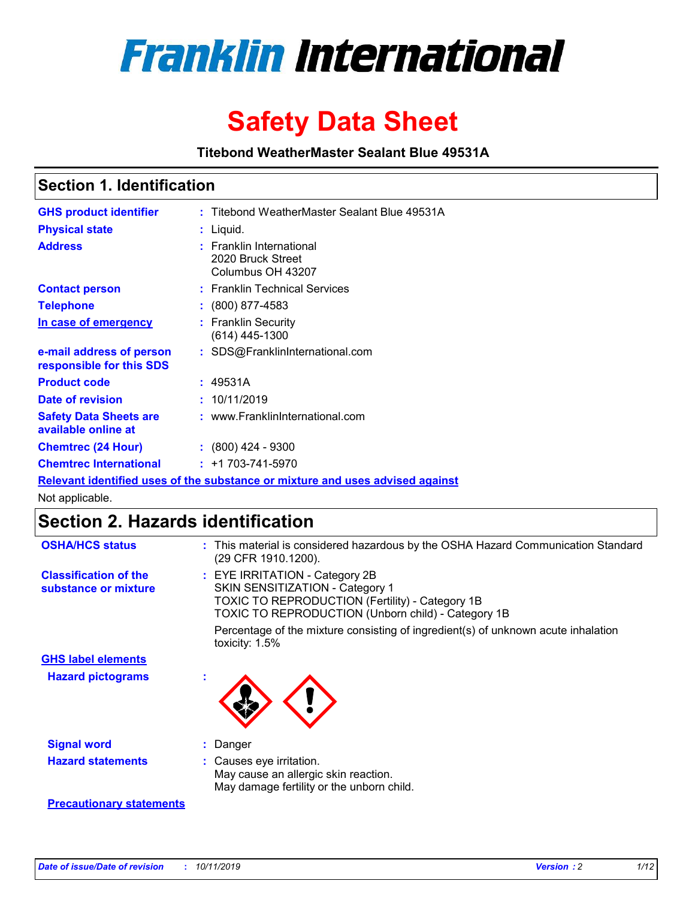# Franklin International

# Safety Data Sheet

**Titebond WeatherMaster Sealant Blue 49531A**

## Section 1. Identification

| | |
|---|---|
| **GHS product identifier** | : Titebond WeatherMaster Sealant Blue 49531A |
| **Physical state** | : Liquid. |
| **Address** | : Franklin International<br>2020 Bruck Street<br>Columbus OH 43207 |
| **Contact person** | : Franklin Technical Services |
| **Telephone** | : (800) 877-4583 |
| **In case of emergency** | : Franklin Security<br>(614) 445-1300 |
| **e-mail address of person responsible for this SDS** | : SDS@FranklinInternational.com |
| **Product code** | : 49531A |
| **Date of revision** | : 10/11/2019 |
| **Safety Data Sheets are available online at** | : www.FranklinInternational.com |
| **Chemtrec (24 Hour)** | : (800) 424 - 9300 |
| **Chemtrec International** | : +1 703-741-5970 |

**Relevant identified uses of the substance or mixture and uses advised against**

Not applicable.

## Section 2. Hazards identification

| | |
|---|---|
| **OSHA/HCS status** | : This material is considered hazardous by the OSHA Hazard Communication Standard (29 CFR 1910.1200). |
| **Classification of the substance or mixture** | : EYE IRRITATION - Category 2B<br>SKIN SENSITIZATION - Category 1<br>TOXIC TO REPRODUCTION (Fertility) - Category 1B<br>TOXIC TO REPRODUCTION (Unborn child) - Category 1B<br><br>Percentage of the mixture consisting of ingredient(s) of unknown acute inhalation toxicity: 1.5% |

**GHS label elements**

| | |
|---|---|
| **Hazard pictograms** | : |
| **Signal word** | : Danger |
| **Hazard statements** | : Causes eye irritation.<br>May cause an allergic skin reaction.<br>May damage fertility or the unborn child. |

**Precautionary statements**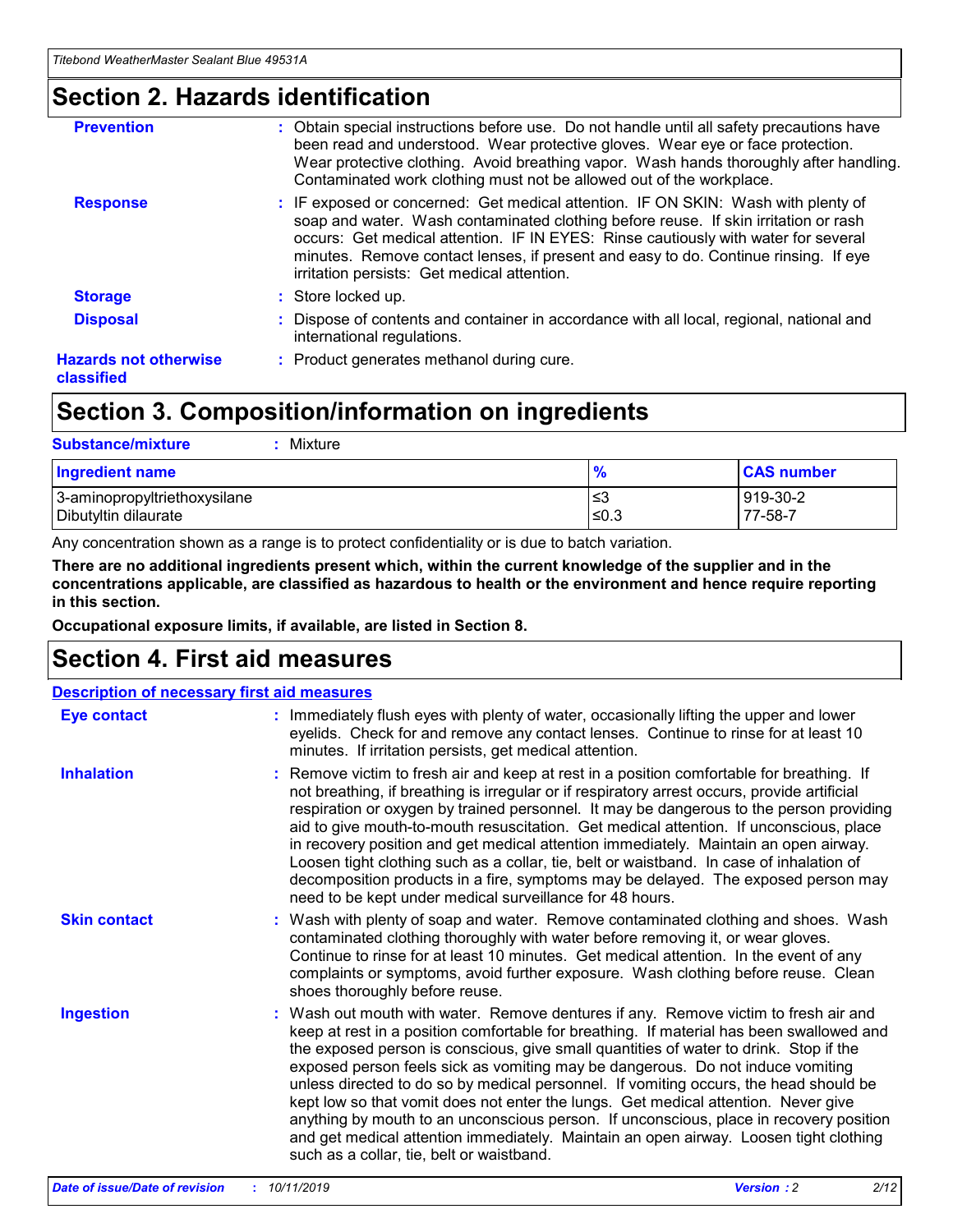## Section 2. Hazards identification

**Prevention** : Obtain special instructions before use. Do not handle until all safety precautions have been read and understood. Wear protective gloves. Wear eye or face protection. Wear protective clothing. Avoid breathing vapor. Wash hands thoroughly after handling. Contaminated work clothing must not be allowed out of the workplace.

**Response** : IF exposed or concerned: Get medical attention. IF ON SKIN: Wash with plenty of soap and water. Wash contaminated clothing before reuse. If skin irritation or rash occurs: Get medical attention. IF IN EYES: Rinse cautiously with water for several minutes. Remove contact lenses, if present and easy to do. Continue rinsing. If eye irritation persists: Get medical attention.

**Storage** : Store locked up.

**Disposal** : Dispose of contents and container in accordance with all local, regional, national and international regulations.

**Hazards not otherwise classified** : Product generates methanol during cure.

## Section 3. Composition/information on ingredients

**Substance/mixture** : Mixture

| Ingredient name | % | CAS number |
|---|---|---|
| 3-aminopropyltriethoxysilane | ≤3 | 919-30-2 |
| Dibutyltin dilaurate | ≤0.3 | 77-58-7 |

Any concentration shown as a range is to protect confidentiality or is due to batch variation.

**There are no additional ingredients present which, within the current knowledge of the supplier and in the concentrations applicable, are classified as hazardous to health or the environment and hence require reporting in this section.**

**Occupational exposure limits, if available, are listed in Section 8.**

## Section 4. First aid measures

**Description of necessary first aid measures**

**Eye contact** : Immediately flush eyes with plenty of water, occasionally lifting the upper and lower eyelids. Check for and remove any contact lenses. Continue to rinse for at least 10 minutes. If irritation persists, get medical attention.

**Inhalation** : Remove victim to fresh air and keep at rest in a position comfortable for breathing. If not breathing, if breathing is irregular or if respiratory arrest occurs, provide artificial respiration or oxygen by trained personnel. It may be dangerous to the person providing aid to give mouth-to-mouth resuscitation. Get medical attention. If unconscious, place in recovery position and get medical attention immediately. Maintain an open airway. Loosen tight clothing such as a collar, tie, belt or waistband. In case of inhalation of decomposition products in a fire, symptoms may be delayed. The exposed person may need to be kept under medical surveillance for 48 hours.

**Skin contact** : Wash with plenty of soap and water. Remove contaminated clothing and shoes. Wash contaminated clothing thoroughly with water before removing it, or wear gloves. Continue to rinse for at least 10 minutes. Get medical attention. In the event of any complaints or symptoms, avoid further exposure. Wash clothing before reuse. Clean shoes thoroughly before reuse.

**Ingestion** : Wash out mouth with water. Remove dentures if any. Remove victim to fresh air and keep at rest in a position comfortable for breathing. If material has been swallowed and the exposed person is conscious, give small quantities of water to drink. Stop if the exposed person feels sick as vomiting may be dangerous. Do not induce vomiting unless directed to do so by medical personnel. If vomiting occurs, the head should be kept low so that vomit does not enter the lungs. Get medical attention. Never give anything by mouth to an unconscious person. If unconscious, place in recovery position and get medical attention immediately. Maintain an open airway. Loosen tight clothing such as a collar, tie, belt or waistband.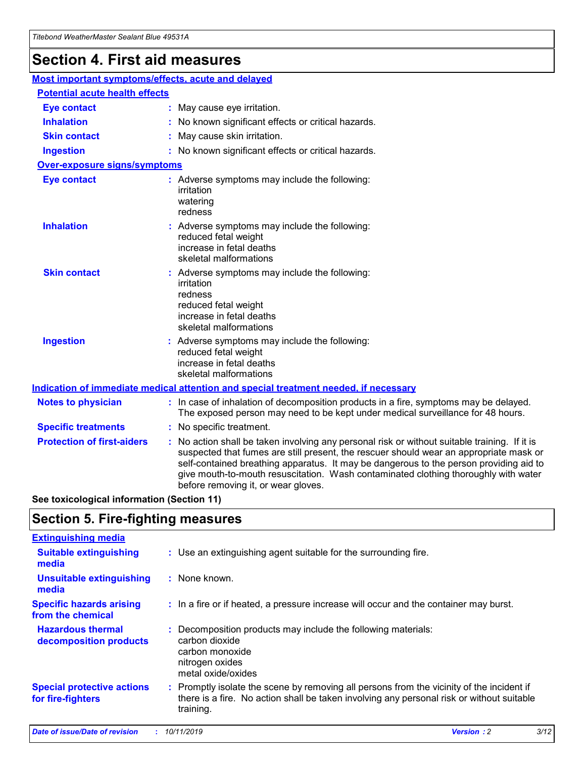# Section 4. First aid measures

## Most important symptoms/effects, acute and delayed

### Potential acute health effects

**Eye contact** : May cause eye irritation.

**Inhalation** : No known significant effects or critical hazards.

**Skin contact** : May cause skin irritation.

**Ingestion** : No known significant effects or critical hazards.

### Over-exposure signs/symptoms

**Eye contact** : Adverse symptoms may include the following:
irritation
watering
redness

**Inhalation** : Adverse symptoms may include the following:
reduced fetal weight
increase in fetal deaths
skeletal malformations

**Skin contact** : Adverse symptoms may include the following:
irritation
redness
reduced fetal weight
increase in fetal deaths
skeletal malformations

**Ingestion** : Adverse symptoms may include the following:
reduced fetal weight
increase in fetal deaths
skeletal malformations

## Indication of immediate medical attention and special treatment needed, if necessary

**Notes to physician** : In case of inhalation of decomposition products in a fire, symptoms may be delayed. The exposed person may need to be kept under medical surveillance for 48 hours.

**Specific treatments** : No specific treatment.

**Protection of first-aiders** : No action shall be taken involving any personal risk or without suitable training. If it is suspected that fumes are still present, the rescuer should wear an appropriate mask or self-contained breathing apparatus. It may be dangerous to the person providing aid to give mouth-to-mouth resuscitation. Wash contaminated clothing thoroughly with water before removing it, or wear gloves.

**See toxicological information (Section 11)**

# Section 5. Fire-fighting measures

## Extinguishing media

**Suitable extinguishing media** : Use an extinguishing agent suitable for the surrounding fire.

**Unsuitable extinguishing media** : None known.

**Specific hazards arising from the chemical** : In a fire or if heated, a pressure increase will occur and the container may burst.

**Hazardous thermal decomposition products** : Decomposition products may include the following materials:
carbon dioxide
carbon monoxide
nitrogen oxides
metal oxide/oxides

**Special protective actions for fire-fighters** : Promptly isolate the scene by removing all persons from the vicinity of the incident if there is a fire. No action shall be taken involving any personal risk or without suitable training.

*Date of issue/Date of revision* : *10/11/2019* *Version* : *2*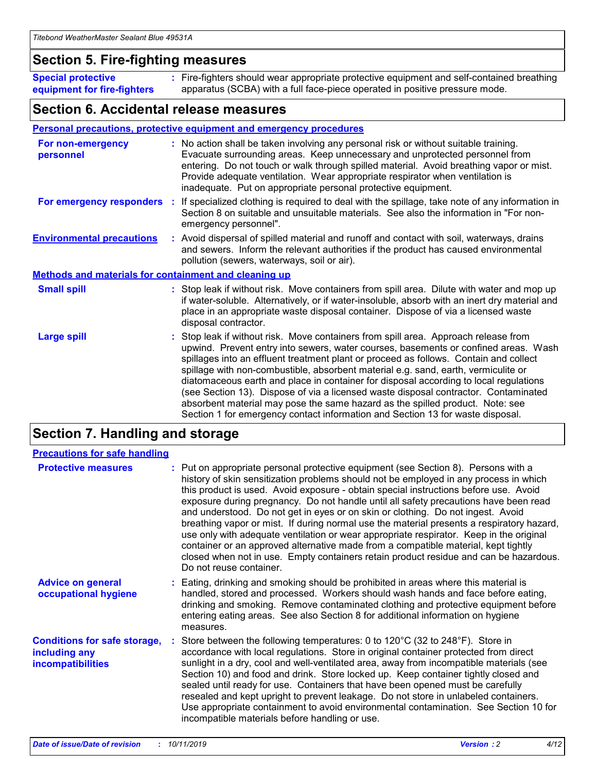## Section 5. Fire-fighting measures

| | |
|---|---|
| **Special protective equipment for fire-fighters** | Fire-fighters should wear appropriate protective equipment and self-contained breathing apparatus (SCBA) with a full face-piece operated in positive pressure mode. |

## Section 6. Accidental release measures

### Personal precautions, protective equipment and emergency procedures

| | |
|---|---|
| **For non-emergency personnel** | No action shall be taken involving any personal risk or without suitable training. Evacuate surrounding areas. Keep unnecessary and unprotected personnel from entering. Do not touch or walk through spilled material. Avoid breathing vapor or mist. Provide adequate ventilation. Wear appropriate respirator when ventilation is inadequate. Put on appropriate personal protective equipment. |
| **For emergency responders** | If specialized clothing is required to deal with the spillage, take note of any information in Section 8 on suitable and unsuitable materials. See also the information in "For non-emergency personnel". |

| | |
|---|---|
| **Environmental precautions** | Avoid dispersal of spilled material and runoff and contact with soil, waterways, drains and sewers. Inform the relevant authorities if the product has caused environmental pollution (sewers, waterways, soil or air). |

### Methods and materials for containment and cleaning up

| | |
|---|---|
| **Small spill** | Stop leak if without risk. Move containers from spill area. Dilute with water and mop up if water-soluble. Alternatively, or if water-insoluble, absorb with an inert dry material and place in an appropriate waste disposal container. Dispose of via a licensed waste disposal contractor. |
| **Large spill** | Stop leak if without risk. Move containers from spill area. Approach release from upwind. Prevent entry into sewers, water courses, basements or confined areas. Wash spillages into an effluent treatment plant or proceed as follows. Contain and collect spillage with non-combustible, absorbent material e.g. sand, earth, vermiculite or diatomaceous earth and place in container for disposal according to local regulations (see Section 13). Dispose of via a licensed waste disposal contractor. Contaminated absorbent material may pose the same hazard as the spilled product. Note: see Section 1 for emergency contact information and Section 13 for waste disposal. |

## Section 7. Handling and storage

### Precautions for safe handling

| | |
|---|---|
| **Protective measures** | Put on appropriate personal protective equipment (see Section 8). Persons with a history of skin sensitization problems should not be employed in any process in which this product is used. Avoid exposure - obtain special instructions before use. Avoid exposure during pregnancy. Do not handle until all safety precautions have been read and understood. Do not get in eyes or on skin or clothing. Do not ingest. Avoid breathing vapor or mist. If during normal use the material presents a respiratory hazard, use only with adequate ventilation or wear appropriate respirator. Keep in the original container or an approved alternative made from a compatible material, kept tightly closed when not in use. Empty containers retain product residue and can be hazardous. Do not reuse container. |
| **Advice on general occupational hygiene** | Eating, drinking and smoking should be prohibited in areas where this material is handled, stored and processed. Workers should wash hands and face before eating, drinking and smoking. Remove contaminated clothing and protective equipment before entering eating areas. See also Section 8 for additional information on hygiene measures. |

| | |
|---|---|
| **Conditions for safe storage, including any incompatibilities** | Store between the following temperatures: 0 to 120°C (32 to 248°F). Store in accordance with local regulations. Store in original container protected from direct sunlight in a dry, cool and well-ventilated area, away from incompatible materials (see Section 10) and food and drink. Store locked up. Keep container tightly closed and sealed until ready for use. Containers that have been opened must be carefully resealed and kept upright to prevent leakage. Do not store in unlabeled containers. Use appropriate containment to avoid environmental contamination. See Section 10 for incompatible materials before handling or use. |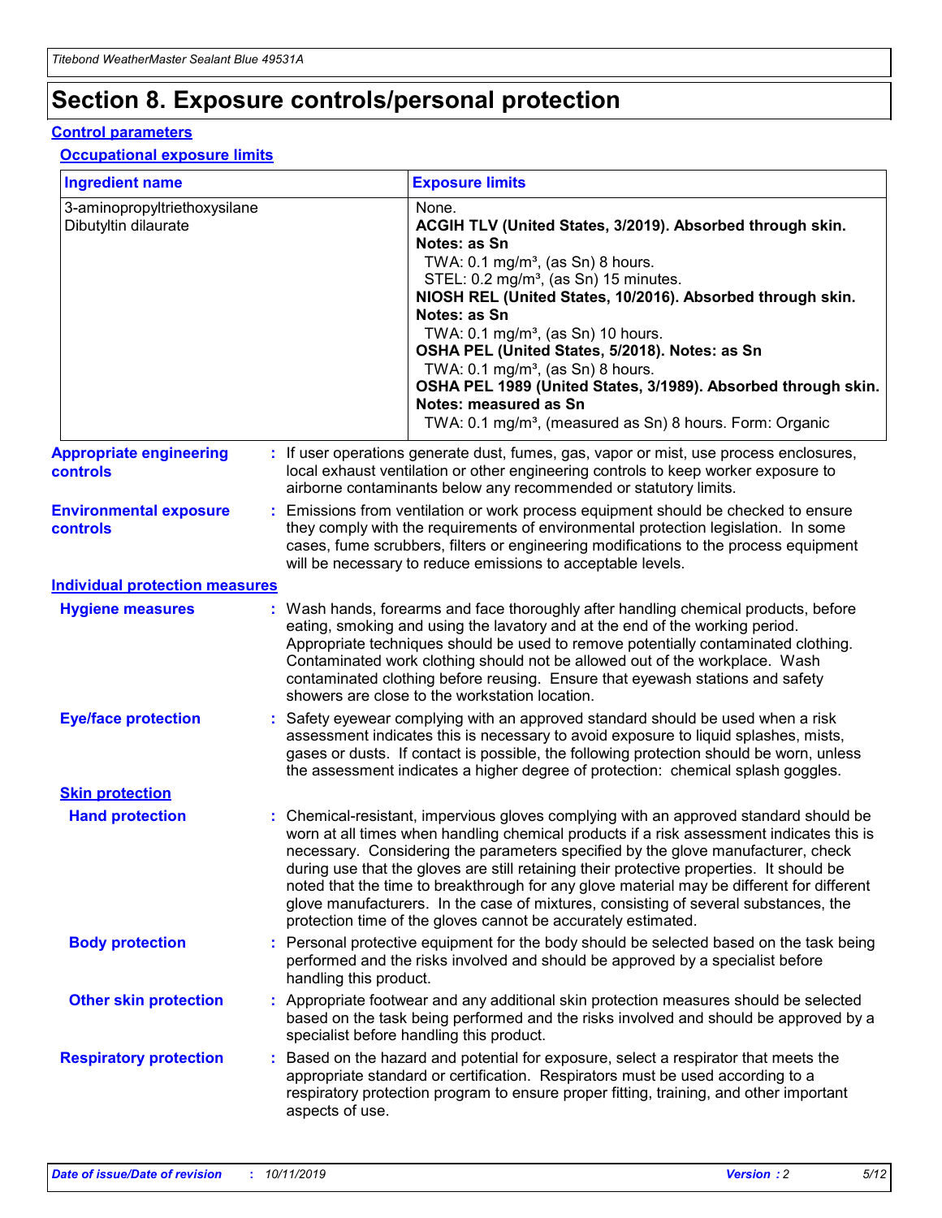# Section 8. Exposure controls/personal protection

## Control parameters

### Occupational exposure limits

| Ingredient name | Exposure limits |
|---|---|
| 3-aminopropyltriethoxysilane<br>Dibutyltin dilaurate | None.<br>**ACGIH TLV (United States, 3/2019). Absorbed through skin. Notes: as Sn**<br>TWA: 0.1 mg/m³, (as Sn) 8 hours.<br>STEL: 0.2 mg/m³, (as Sn) 15 minutes.<br>**NIOSH REL (United States, 10/2016). Absorbed through skin. Notes: as Sn**<br>TWA: 0.1 mg/m³, (as Sn) 10 hours.<br>**OSHA PEL (United States, 5/2018). Notes: as Sn**<br>TWA: 0.1 mg/m³, (as Sn) 8 hours.<br>**OSHA PEL 1989 (United States, 3/1989). Absorbed through skin. Notes: measured as Sn**<br>TWA: 0.1 mg/m³, (measured as Sn) 8 hours. Form: Organic |

**Appropriate engineering controls** : If user operations generate dust, fumes, gas, vapor or mist, use process enclosures, local exhaust ventilation or other engineering controls to keep worker exposure to airborne contaminants below any recommended or statutory limits.

**Environmental exposure controls** : Emissions from ventilation or work process equipment should be checked to ensure they comply with the requirements of environmental protection legislation. In some cases, fume scrubbers, filters or engineering modifications to the process equipment will be necessary to reduce emissions to acceptable levels.

## Individual protection measures

**Hygiene measures** : Wash hands, forearms and face thoroughly after handling chemical products, before eating, smoking and using the lavatory and at the end of the working period. Appropriate techniques should be used to remove potentially contaminated clothing. Contaminated work clothing should not be allowed out of the workplace. Wash contaminated clothing before reusing. Ensure that eyewash stations and safety showers are close to the workstation location.

**Eye/face protection** : Safety eyewear complying with an approved standard should be used when a risk assessment indicates this is necessary to avoid exposure to liquid splashes, mists, gases or dusts. If contact is possible, the following protection should be worn, unless the assessment indicates a higher degree of protection: chemical splash goggles.

### Skin protection

**Hand protection** : Chemical-resistant, impervious gloves complying with an approved standard should be worn at all times when handling chemical products if a risk assessment indicates this is necessary. Considering the parameters specified by the glove manufacturer, check during use that the gloves are still retaining their protective properties. It should be noted that the time to breakthrough for any glove material may be different for different glove manufacturers. In the case of mixtures, consisting of several substances, the protection time of the gloves cannot be accurately estimated.

**Body protection** : Personal protective equipment for the body should be selected based on the task being performed and the risks involved and should be approved by a specialist before handling this product.

**Other skin protection** : Appropriate footwear and any additional skin protection measures should be selected based on the task being performed and the risks involved and should be approved by a specialist before handling this product.

**Respiratory protection** : Based on the hazard and potential for exposure, select a respirator that meets the appropriate standard or certification. Respirators must be used according to a respiratory protection program to ensure proper fitting, training, and other important aspects of use.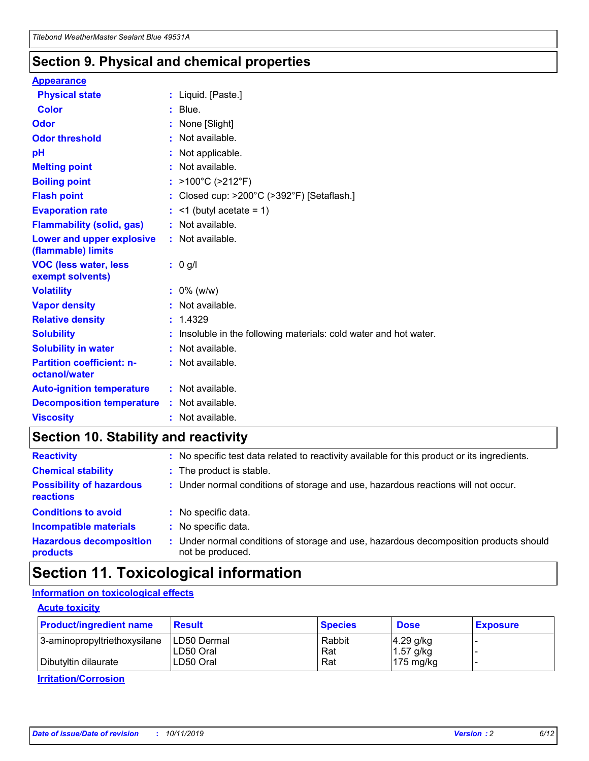## Section 9. Physical and chemical properties

**Appearance**

| | |
|---|---|
| **Physical state** | : Liquid. [Paste.] |
| **Color** | : Blue. |
| **Odor** | : None [Slight] |
| **Odor threshold** | : Not available. |
| **pH** | : Not applicable. |
| **Melting point** | : Not available. |
| **Boiling point** | : >100°C (>212°F) |
| **Flash point** | : Closed cup: >200°C (>392°F) [Setaflash.] |
| **Evaporation rate** | : <1 (butyl acetate = 1) |
| **Flammability (solid, gas)** | : Not available. |
| **Lower and upper explosive (flammable) limits** | : Not available. |
| **VOC (less water, less exempt solvents)** | : 0 g/l |
| **Volatility** | : 0% (w/w) |
| **Vapor density** | : Not available. |
| **Relative density** | : 1.4329 |
| **Solubility** | : Insoluble in the following materials: cold water and hot water. |
| **Solubility in water** | : Not available. |
| **Partition coefficient: n-octanol/water** | : Not available. |
| **Auto-ignition temperature** | : Not available. |
| **Decomposition temperature** | : Not available. |
| **Viscosity** | : Not available. |

## Section 10. Stability and reactivity

| | |
|---|---|
| **Reactivity** | : No specific test data related to reactivity available for this product or its ingredients. |
| **Chemical stability** | : The product is stable. |
| **Possibility of hazardous reactions** | : Under normal conditions of storage and use, hazardous reactions will not occur. |
| **Conditions to avoid** | : No specific data. |
| **Incompatible materials** | : No specific data. |
| **Hazardous decomposition products** | : Under normal conditions of storage and use, hazardous decomposition products should not be produced. |

## Section 11. Toxicological information

**Information on toxicological effects**

**Acute toxicity**

| Product/ingredient name | Result | Species | Dose | Exposure |
|---|---|---|---|---|
| 3-aminopropyltriethoxysilane | LD50 Dermal | Rabbit | 4.29 g/kg | - |
| | LD50 Oral | Rat | 1.57 g/kg | - |
| Dibutyltin dilaurate | LD50 Oral | Rat | 175 mg/kg | - |

**Irritation/Corrosion**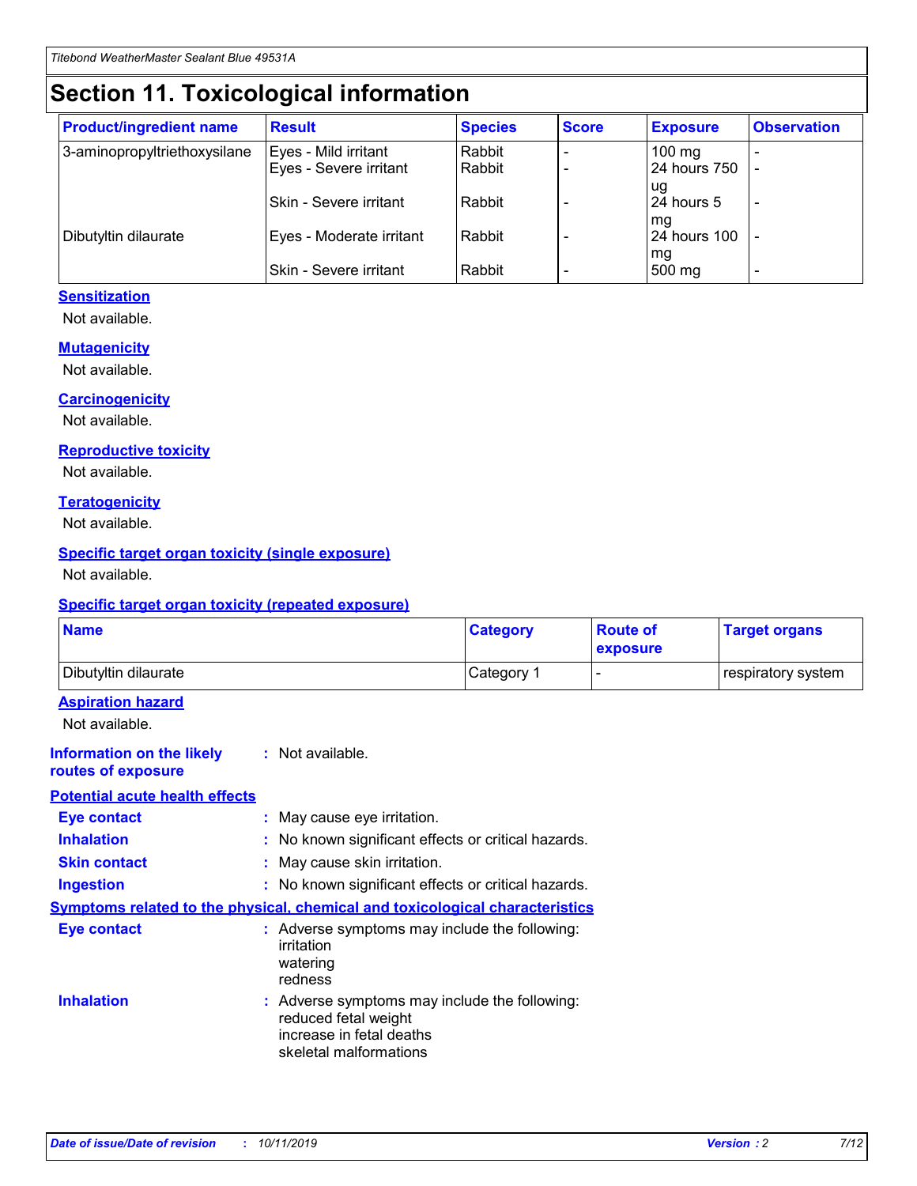# Section 11. Toxicological information

| Product/ingredient name | Result | Species | Score | Exposure | Observation |
|---|---|---|---|---|---|
| 3-aminopropyltriethoxysilane | Eyes - Mild irritant | Rabbit | - | 100 mg | - |
| | Eyes - Severe irritant | Rabbit | - | 24 hours 750 ug | - |
| | Skin - Severe irritant | Rabbit | - | 24 hours 5 mg | - |
| Dibutyltin dilaurate | Eyes - Moderate irritant | Rabbit | - | 24 hours 100 mg | - |
| | Skin - Severe irritant | Rabbit | - | 500 mg | - |

**Sensitization**

Not available.

**Mutagenicity**

Not available.

**Carcinogenicity**

Not available.

**Reproductive toxicity**

Not available.

**Teratogenicity**

Not available.

**Specific target organ toxicity (single exposure)**

Not available.

**Specific target organ toxicity (repeated exposure)**

| Name | Category | Route of exposure | Target organs |
|---|---|---|---|
| Dibutyltin dilaurate | Category 1 | - | respiratory system |

**Aspiration hazard**

Not available.

**Information on the likely routes of exposure** : Not available.

**Potential acute health effects**

**Eye contact** : May cause eye irritation.

**Inhalation** : No known significant effects or critical hazards.

**Skin contact** : May cause skin irritation.

**Ingestion** : No known significant effects or critical hazards.

**Symptoms related to the physical, chemical and toxicological characteristics**

**Eye contact** : Adverse symptoms may include the following:
irritation
watering
redness

**Inhalation** : Adverse symptoms may include the following:
reduced fetal weight
increase in fetal deaths
skeletal malformations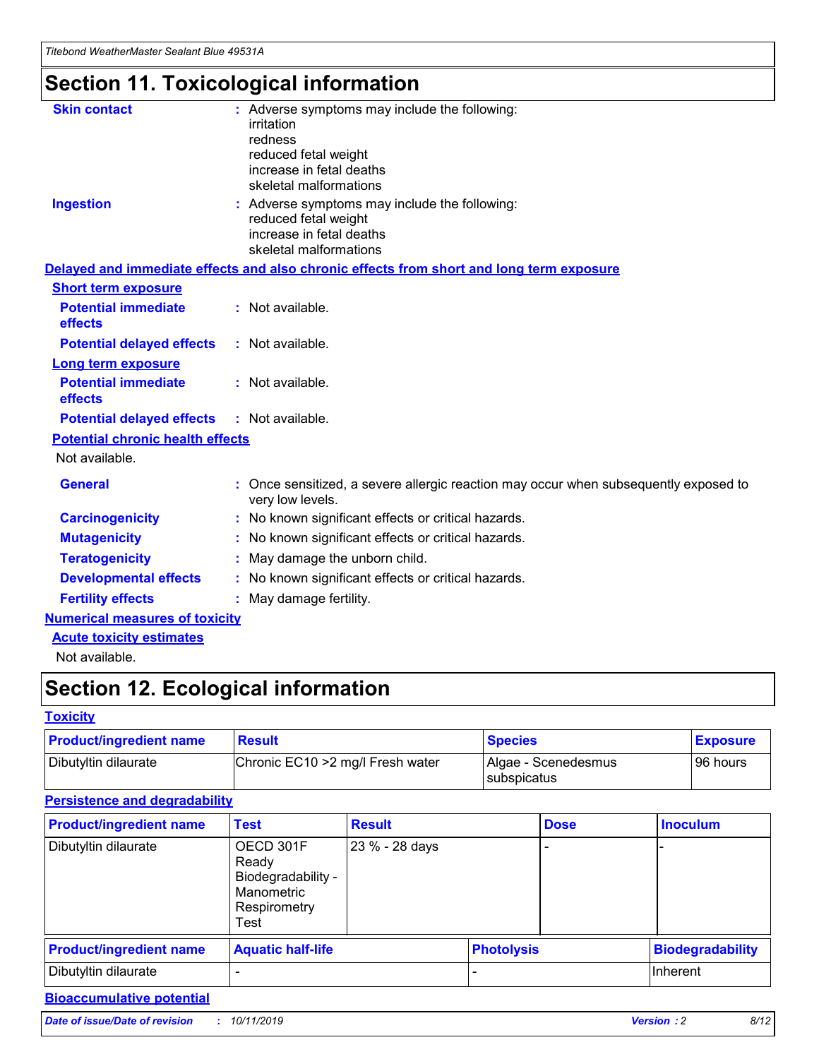# Section 11. Toxicological information

**Skin contact** : Adverse symptoms may include the following:
irritation
redness
reduced fetal weight
increase in fetal deaths
skeletal malformations

**Ingestion** : Adverse symptoms may include the following:
reduced fetal weight
increase in fetal deaths
skeletal malformations

**Delayed and immediate effects and also chronic effects from short and long term exposure**

**Short term exposure**

**Potential immediate effects** : Not available.

**Potential delayed effects** : Not available.

**Long term exposure**

**Potential immediate effects** : Not available.

**Potential delayed effects** : Not available.

**Potential chronic health effects**

Not available.

**General** : Once sensitized, a severe allergic reaction may occur when subsequently exposed to very low levels.

**Carcinogenicity** : No known significant effects or critical hazards.

**Mutagenicity** : No known significant effects or critical hazards.

**Teratogenicity** : May damage the unborn child.

**Developmental effects** : No known significant effects or critical hazards.

**Fertility effects** : May damage fertility.

**Numerical measures of toxicity**

**Acute toxicity estimates**

Not available.

# Section 12. Ecological information

**Toxicity**

| Product/ingredient name | Result | Species | Exposure |
|---|---|---|---|
| Dibutyltin dilaurate | Chronic EC10 >2 mg/l Fresh water | Algae - Scenedesmus subspicatus | 96 hours |

**Persistence and degradability**

| Product/ingredient name | Test | Result | Dose | Inoculum |
|---|---|---|---|---|
| Dibutyltin dilaurate | OECD 301F Ready Biodegradability - Manometric Respirometry Test | 23 % - 28 days | - | - |

| Product/ingredient name | Aquatic half-life | Photolysis | Biodegradability |
|---|---|---|---|
| Dibutyltin dilaurate | - | - | Inherent |

**Bioaccumulative potential**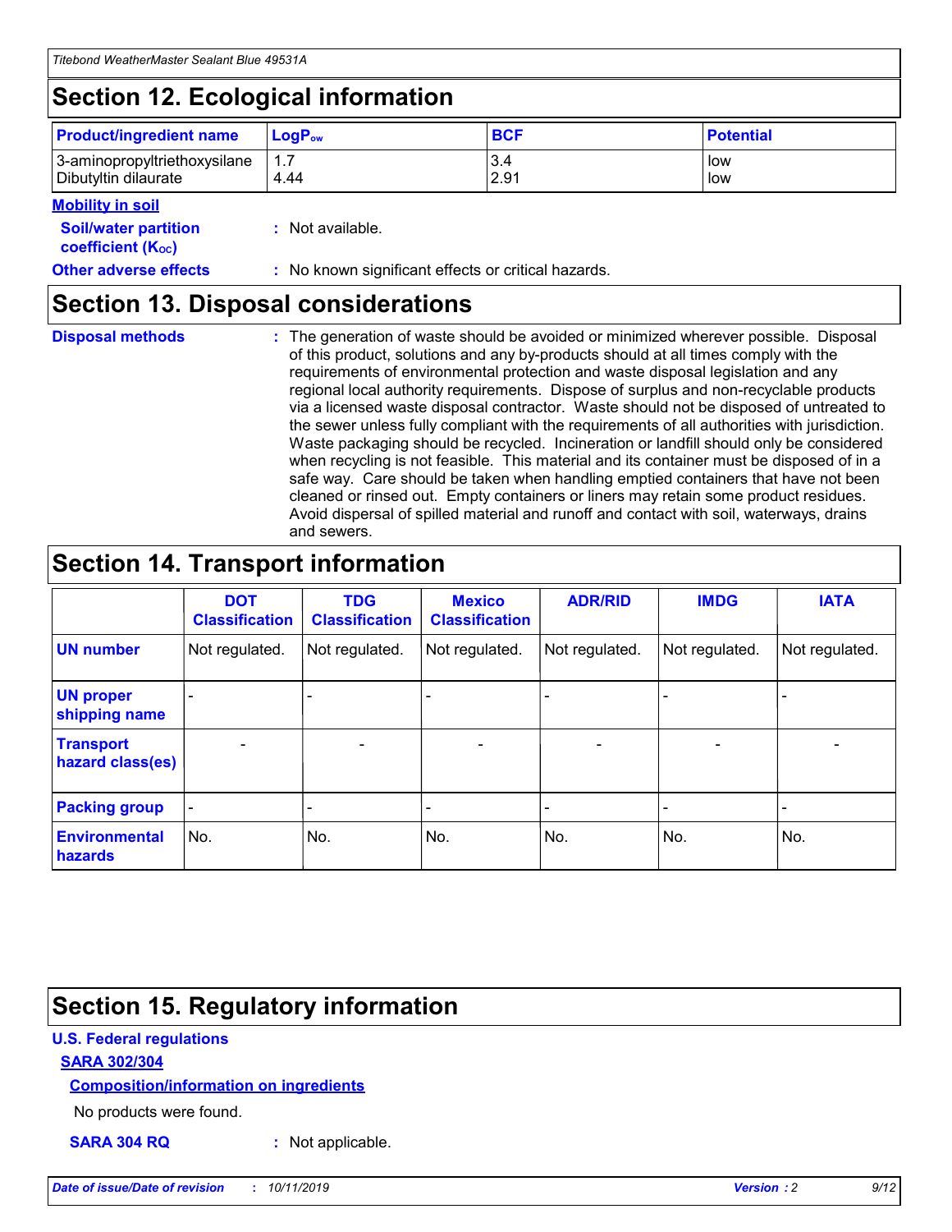## Section 12. Ecological information

| Product/ingredient name | $LogP_{ow}$ | BCF | Potential |
|---|---|---|---|
| 3-aminopropyltriethoxysilane | 1.7 | 3.4 | low |
| Dibutyltin dilaurate | 4.44 | 2.91 | low |

**Mobility in soil**

**Soil/water partition coefficient ($K_{OC}$)** : Not available.

**Other adverse effects** : No known significant effects or critical hazards.

## Section 13. Disposal considerations

**Disposal methods** : The generation of waste should be avoided or minimized wherever possible. Disposal of this product, solutions and any by-products should at all times comply with the requirements of environmental protection and waste disposal legislation and any regional local authority requirements. Dispose of surplus and non-recyclable products via a licensed waste disposal contractor. Waste should not be disposed of untreated to the sewer unless fully compliant with the requirements of all authorities with jurisdiction. Waste packaging should be recycled. Incineration or landfill should only be considered when recycling is not feasible. This material and its container must be disposed of in a safe way. Care should be taken when handling emptied containers that have not been cleaned or rinsed out. Empty containers or liners may retain some product residues. Avoid dispersal of spilled material and runoff and contact with soil, waterways, drains and sewers.

## Section 14. Transport information

| | DOT Classification | TDG Classification | Mexico Classification | ADR/RID | IMDG | IATA |
|---|---|---|---|---|---|---|
| **UN number** | Not regulated. | Not regulated. | Not regulated. | Not regulated. | Not regulated. | Not regulated. |
| **UN proper shipping name** | - | - | - | - | - | - |
| **Transport hazard class(es)** | - | - | - | - | - | - |
| **Packing group** | - | - | - | - | - | - |
| **Environmental hazards** | No. | No. | No. | No. | No. | No. |

## Section 15. Regulatory information

**U.S. Federal regulations**

**SARA 302/304**

**Composition/information on ingredients**

No products were found.

**SARA 304 RQ** : Not applicable.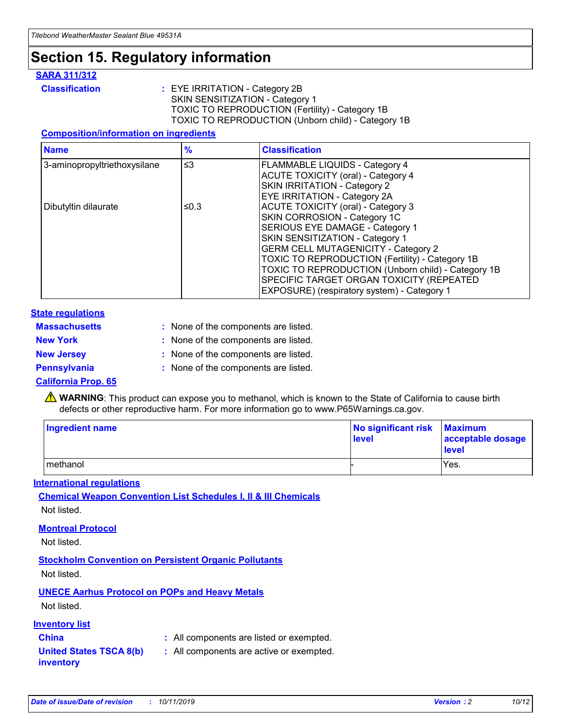# Section 15. Regulatory information

### SARA 311/312

**Classification** : EYE IRRITATION - Category 2B
SKIN SENSITIZATION - Category 1
TOXIC TO REPRODUCTION (Fertility) - Category 1B
TOXIC TO REPRODUCTION (Unborn child) - Category 1B

#### Composition/information on ingredients

| Name | % | Classification |
|---|---|---|
| 3-aminopropyltriethoxysilane | ≤3 | FLAMMABLE LIQUIDS - Category 4<br>ACUTE TOXICITY (oral) - Category 4<br>SKIN IRRITATION - Category 2<br>EYE IRRITATION - Category 2A |
| Dibutyltin dilaurate | ≤0.3 | ACUTE TOXICITY (oral) - Category 3<br>SKIN CORROSION - Category 1C<br>SERIOUS EYE DAMAGE - Category 1<br>SKIN SENSITIZATION - Category 1<br>GERM CELL MUTAGENICITY - Category 2<br>TOXIC TO REPRODUCTION (Fertility) - Category 1B<br>TOXIC TO REPRODUCTION (Unborn child) - Category 1B<br>SPECIFIC TARGET ORGAN TOXICITY (REPEATED EXPOSURE) (respiratory system) - Category 1 |

### State regulations

**Massachusetts** : None of the components are listed.

**New York** : None of the components are listed.

**New Jersey** : None of the components are listed.

**Pennsylvania** : None of the components are listed.

### California Prop. 65

⚠ **WARNING**: This product can expose you to methanol, which is known to the State of California to cause birth defects or other reproductive harm. For more information go to www.P65Warnings.ca.gov.

| Ingredient name | No significant risk level | Maximum acceptable dosage level |
|---|---|---|
| methanol | - | Yes. |

### International regulations

#### Chemical Weapon Convention List Schedules I, II & III Chemicals

Not listed.

#### Montreal Protocol

Not listed.

#### Stockholm Convention on Persistent Organic Pollutants

Not listed.

#### UNECE Aarhus Protocol on POPs and Heavy Metals

Not listed.

### Inventory list

**China** : All components are listed or exempted.

**United States TSCA 8(b) inventory** : All components are active or exempted.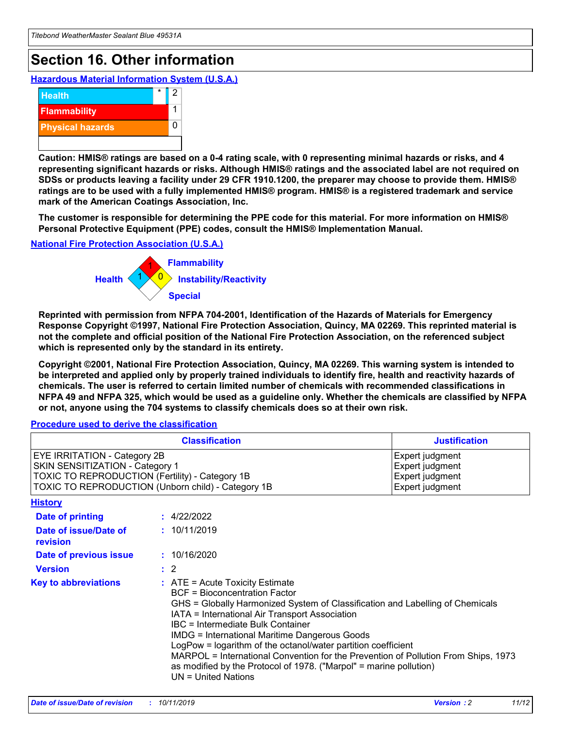# Section 16. Other information

### Hazardous Material Information System (U.S.A.)

| | | |
|---|---|---|
| Health | * | 2 |
| Flammability | | 1 |
| Physical hazards | | 0 |

**Caution: HMIS® ratings are based on a 0-4 rating scale, with 0 representing minimal hazards or risks, and 4 representing significant hazards or risks. Although HMIS® ratings and the associated label are not required on SDSs or products leaving a facility under 29 CFR 1910.1200, the preparer may choose to provide them. HMIS® ratings are to be used with a fully implemented HMIS® program. HMIS® is a registered trademark and service mark of the American Coatings Association, Inc.**

**The customer is responsible for determining the PPE code for this material. For more information on HMIS® Personal Protective Equipment (PPE) codes, consult the HMIS® Implementation Manual.**

### National Fire Protection Association (U.S.A.)

Health: 1
Flammability: 1
Instability/Reactivity: 0
Special:

**Reprinted with permission from NFPA 704-2001, Identification of the Hazards of Materials for Emergency Response Copyright ©1997, National Fire Protection Association, Quincy, MA 02269. This reprinted material is not the complete and official position of the National Fire Protection Association, on the referenced subject which is represented only by the standard in its entirety.**

**Copyright ©2001, National Fire Protection Association, Quincy, MA 02269. This warning system is intended to be interpreted and applied only by properly trained individuals to identify fire, health and reactivity hazards of chemicals. The user is referred to certain limited number of chemicals with recommended classifications in NFPA 49 and NFPA 325, which would be used as a guideline only. Whether the chemicals are classified by NFPA or not, anyone using the 704 systems to classify chemicals does so at their own risk.**

### Procedure used to derive the classification

| Classification | Justification |
|---|---|
| EYE IRRITATION - Category 2B | Expert judgment |
| SKIN SENSITIZATION - Category 1 | Expert judgment |
| TOXIC TO REPRODUCTION (Fertility) - Category 1B | Expert judgment |
| TOXIC TO REPRODUCTION (Unborn child) - Category 1B | Expert judgment |

### History

**Date of printing** : 4/22/2022

**Date of issue/Date of revision** : 10/11/2019

**Date of previous issue** : 10/16/2020

**Version** : 2

**Key to abbreviations** :
ATE = Acute Toxicity Estimate
BCF = Bioconcentration Factor
GHS = Globally Harmonized System of Classification and Labelling of Chemicals
IATA = International Air Transport Association
IBC = Intermediate Bulk Container
IMDG = International Maritime Dangerous Goods
LogPow = logarithm of the octanol/water partition coefficient
MARPOL = International Convention for the Prevention of Pollution From Ships, 1973 as modified by the Protocol of 1978. ("Marpol" = marine pollution)
UN = United Nations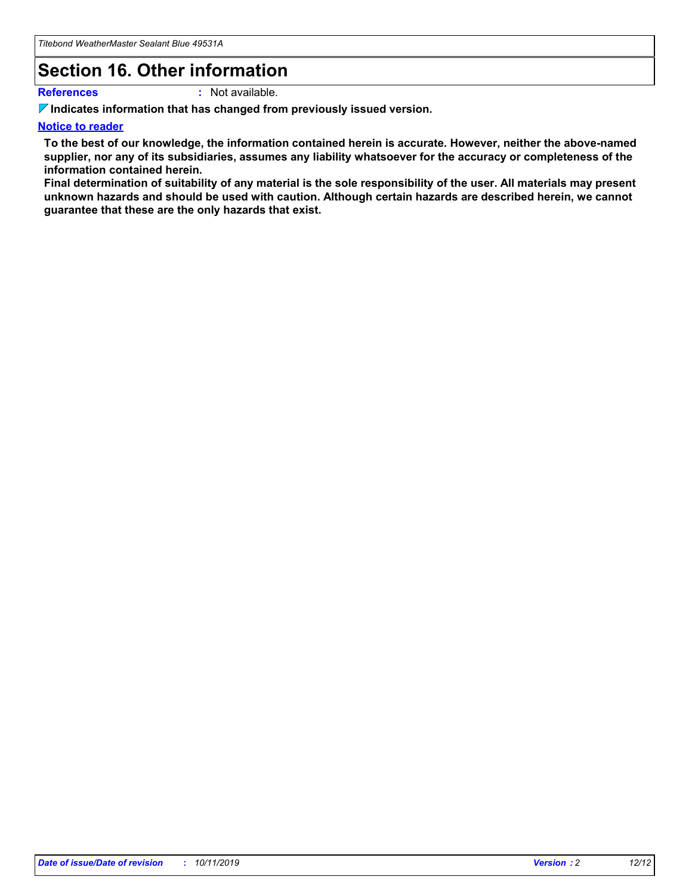# Section 16. Other information

**References** : Not available.

**Indicates information that has changed from previously issued version.**

**Notice to reader**

**To the best of our knowledge, the information contained herein is accurate. However, neither the above-named supplier, nor any of its subsidiaries, assumes any liability whatsoever for the accuracy or completeness of the information contained herein.**

**Final determination of suitability of any material is the sole responsibility of the user. All materials may present unknown hazards and should be used with caution. Although certain hazards are described herein, we cannot guarantee that these are the only hazards that exist.**